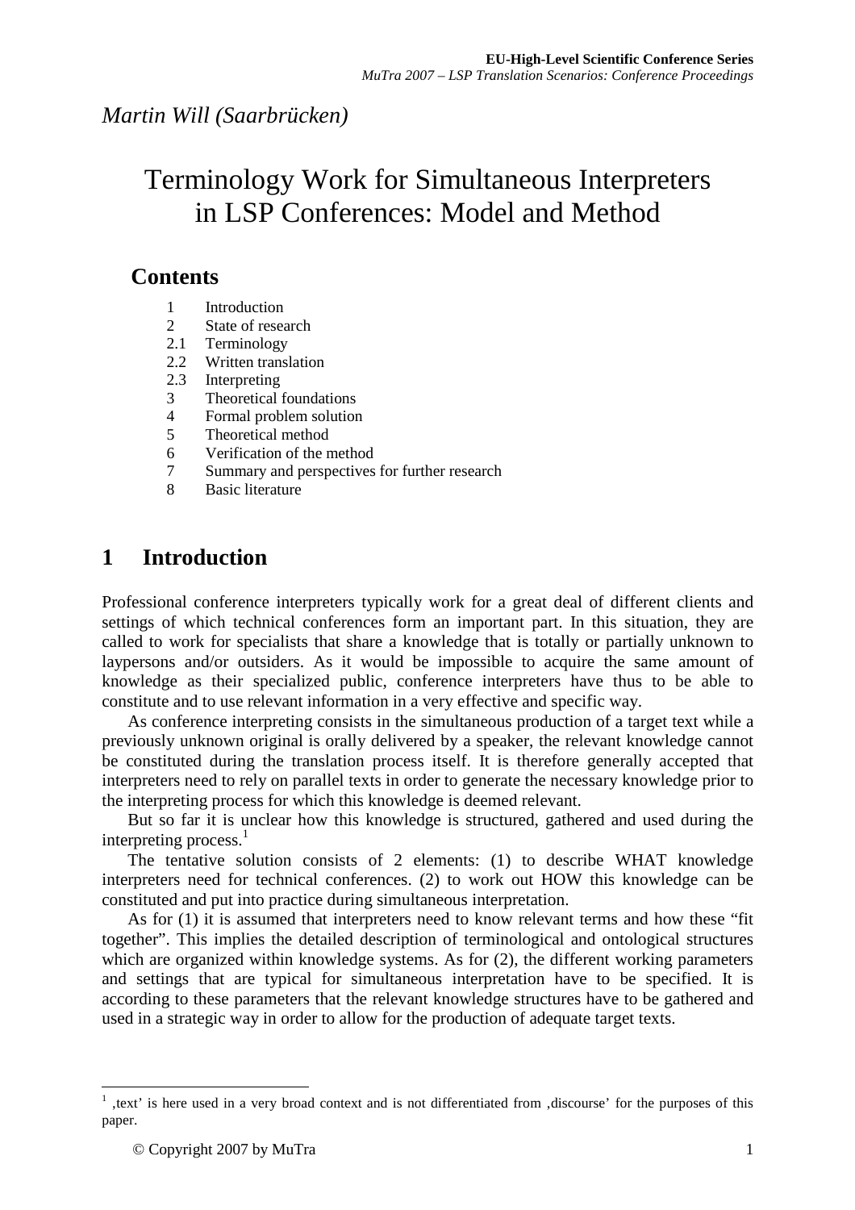*Martin Will (Saarbrücken)*

# Terminology Work for Simultaneous Interpreters in LSP Conferences: Model and Method

## Contents

1 Introduction
2 State of research
2.1 Terminology
2.2 Written translation
2.3 Interpreting
3 Theoretical foundations
4 Formal problem solution
5 Theoretical method
6 Verification of the method
7 Summary and perspectives for further research
8 Basic literature

## 1 Introduction

Professional conference interpreters typically work for a great deal of different clients and settings of which technical conferences form an important part. In this situation, they are called to work for specialists that share a knowledge that is totally or partially unknown to laypersons and/or outsiders. As it would be impossible to acquire the same amount of knowledge as their specialized public, conference interpreters have thus to be able to constitute and to use relevant information in a very effective and specific way.

As conference interpreting consists in the simultaneous production of a target text while a previously unknown original is orally delivered by a speaker, the relevant knowledge cannot be constituted during the translation process itself. It is therefore generally accepted that interpreters need to rely on parallel texts in order to generate the necessary knowledge prior to the interpreting process for which this knowledge is deemed relevant.

But so far it is unclear how this knowledge is structured, gathered and used during the interpreting process.[1]

The tentative solution consists of 2 elements: (1) to describe WHAT knowledge interpreters need for technical conferences. (2) to work out HOW this knowledge can be constituted and put into practice during simultaneous interpretation.

As for (1) it is assumed that interpreters need to know relevant terms and how these "fit together". This implies the detailed description of terminological and ontological structures which are organized within knowledge systems. As for (2), the different working parameters and settings that are typical for simultaneous interpretation have to be specified. It is according to these parameters that the relevant knowledge structures have to be gathered and used in a strategic way in order to allow for the production of adequate target texts.

---

[1] ‚text' is here used in a very broad context and is not differentiated from ‚discourse' for the purposes of this paper.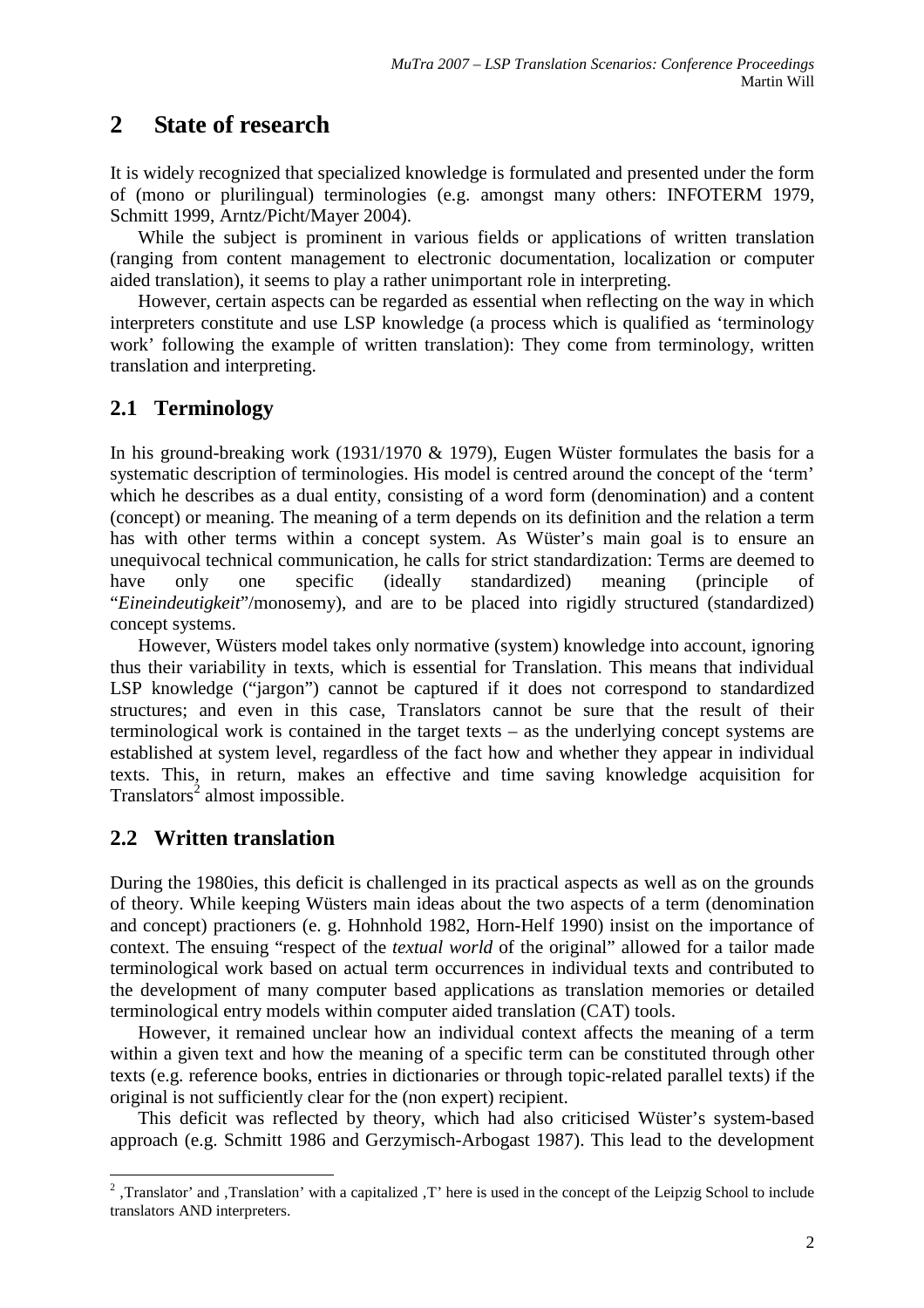# 2 State of research

It is widely recognized that specialized knowledge is formulated and presented under the form of (mono or plurilingual) terminologies (e.g. amongst many others: INFOTERM 1979, Schmitt 1999, Arntz/Picht/Mayer 2004).

While the subject is prominent in various fields or applications of written translation (ranging from content management to electronic documentation, localization or computer aided translation), it seems to play a rather unimportant role in interpreting.

However, certain aspects can be regarded as essential when reflecting on the way in which interpreters constitute and use LSP knowledge (a process which is qualified as 'terminology work' following the example of written translation): They come from terminology, written translation and interpreting.

## 2.1 Terminology

In his ground-breaking work (1931/1970 & 1979), Eugen Wüster formulates the basis for a systematic description of terminologies. His model is centred around the concept of the 'term' which he describes as a dual entity, consisting of a word form (denomination) and a content (concept) or meaning. The meaning of a term depends on its definition and the relation a term has with other terms within a concept system. As Wüster's main goal is to ensure an unequivocal technical communication, he calls for strict standardization: Terms are deemed to have only one specific (ideally standardized) meaning (principle of "*Eineindeutigkeit*"/monosemy), and are to be placed into rigidly structured (standardized) concept systems.

However, Wüsters model takes only normative (system) knowledge into account, ignoring thus their variability in texts, which is essential for Translation. This means that individual LSP knowledge ("jargon") cannot be captured if it does not correspond to standardized structures; and even in this case, Translators cannot be sure that the result of their terminological work is contained in the target texts – as the underlying concept systems are established at system level, regardless of the fact how and whether they appear in individual texts. This, in return, makes an effective and time saving knowledge acquisition for Translators[2] almost impossible.

## 2.2 Written translation

During the 1980ies, this deficit is challenged in its practical aspects as well as on the grounds of theory. While keeping Wüsters main ideas about the two aspects of a term (denomination and concept) practioners (e. g. Hohnhold 1982, Horn-Helf 1990) insist on the importance of context. The ensuing "respect of the *textual world* of the original" allowed for a tailor made terminological work based on actual term occurrences in individual texts and contributed to the development of many computer based applications as translation memories or detailed terminological entry models within computer aided translation (CAT) tools.

However, it remained unclear how an individual context affects the meaning of a term within a given text and how the meaning of a specific term can be constituted through other texts (e.g. reference books, entries in dictionaries or through topic-related parallel texts) if the original is not sufficiently clear for the (non expert) recipient.

This deficit was reflected by theory, which had also criticised Wüster's system-based approach (e.g. Schmitt 1986 and Gerzymisch-Arbogast 1987). This lead to the development

---

[2] ,Translator' and ,Translation' with a capitalized ,T' here is used in the concept of the Leipzig School to include translators AND interpreters.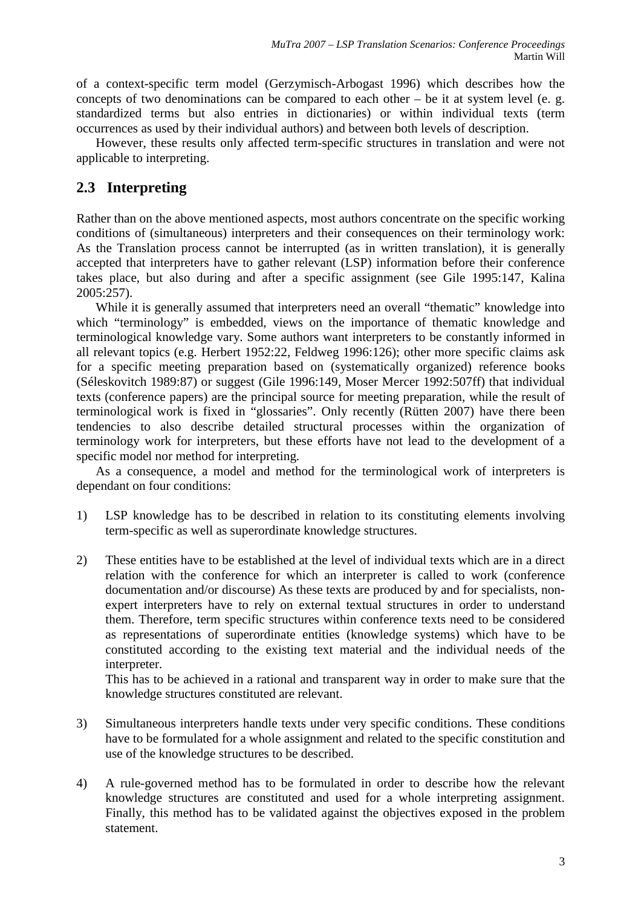of a context-specific term model (Gerzymisch-Arbogast 1996) which describes how the concepts of two denominations can be compared to each other – be it at system level (e. g. standardized terms but also entries in dictionaries) or within individual texts (term occurrences as used by their individual authors) and between both levels of description.

However, these results only affected term-specific structures in translation and were not applicable to interpreting.

## 2.3 Interpreting

Rather than on the above mentioned aspects, most authors concentrate on the specific working conditions of (simultaneous) interpreters and their consequences on their terminology work: As the Translation process cannot be interrupted (as in written translation), it is generally accepted that interpreters have to gather relevant (LSP) information before their conference takes place, but also during and after a specific assignment (see Gile 1995:147, Kalina 2005:257).

While it is generally assumed that interpreters need an overall "thematic" knowledge into which "terminology" is embedded, views on the importance of thematic knowledge and terminological knowledge vary. Some authors want interpreters to be constantly informed in all relevant topics (e.g. Herbert 1952:22, Feldweg 1996:126); other more specific claims ask for a specific meeting preparation based on (systematically organized) reference books (Séleskovitch 1989:87) or suggest (Gile 1996:149, Moser Mercer 1992:507ff) that individual texts (conference papers) are the principal source for meeting preparation, while the result of terminological work is fixed in "glossaries". Only recently (Rütten 2007) have there been tendencies to also describe detailed structural processes within the organization of terminology work for interpreters, but these efforts have not lead to the development of a specific model nor method for interpreting.

As a consequence, a model and method for the terminological work of interpreters is dependant on four conditions:

1) LSP knowledge has to be described in relation to its constituting elements involving term-specific as well as superordinate knowledge structures.

2) These entities have to be established at the level of individual texts which are in a direct relation with the conference for which an interpreter is called to work (conference documentation and/or discourse) As these texts are produced by and for specialists, non-expert interpreters have to rely on external textual structures in order to understand them. Therefore, term specific structures within conference texts need to be considered as representations of superordinate entities (knowledge systems) which have to be constituted according to the existing text material and the individual needs of the interpreter.
   This has to be achieved in a rational and transparent way in order to make sure that the knowledge structures constituted are relevant.

3) Simultaneous interpreters handle texts under very specific conditions. These conditions have to be formulated for a whole assignment and related to the specific constitution and use of the knowledge structures to be described.

4) A rule-governed method has to be formulated in order to describe how the relevant knowledge structures are constituted and used for a whole interpreting assignment. Finally, this method has to be validated against the objectives exposed in the problem statement.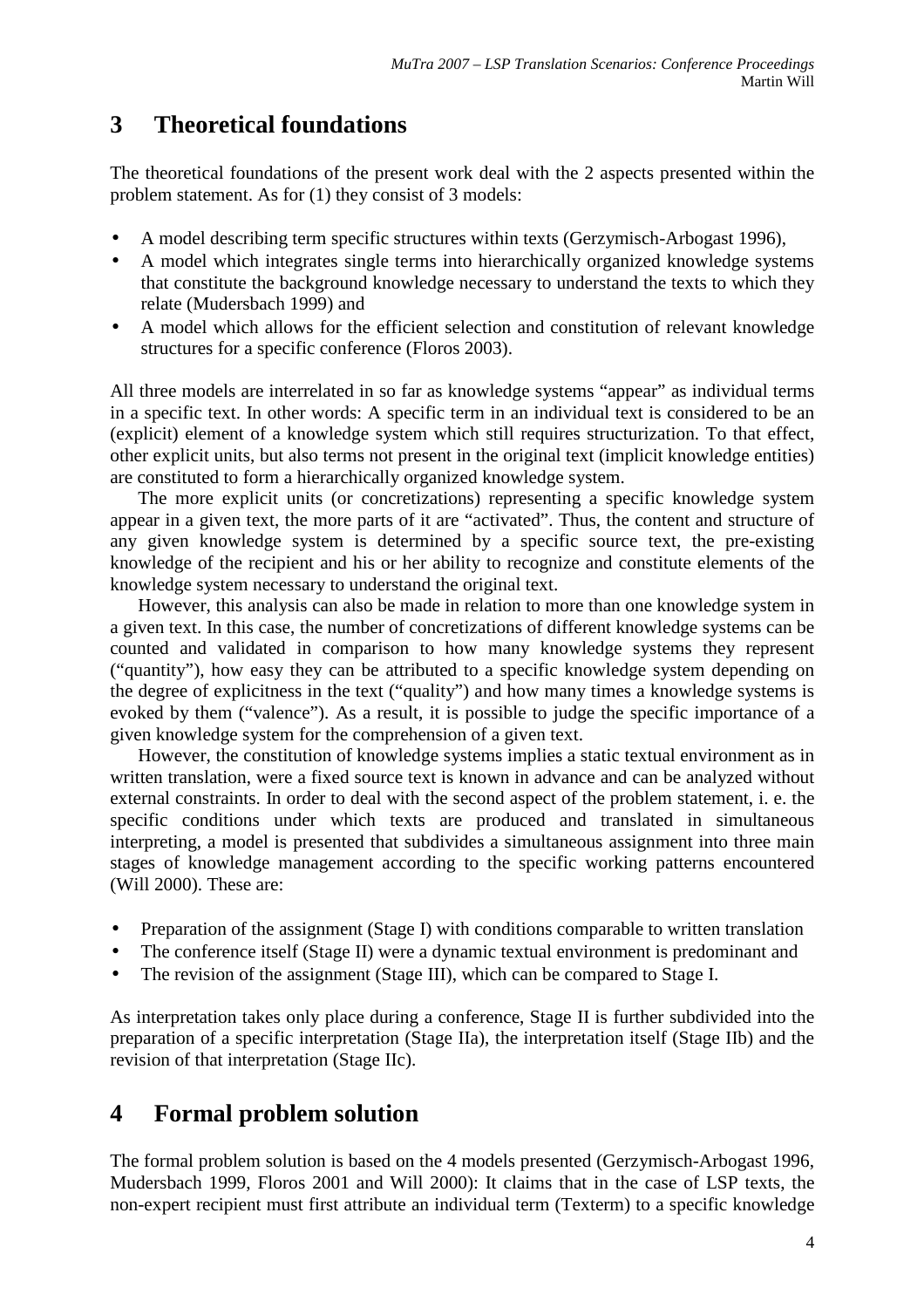# 3 Theoretical foundations

The theoretical foundations of the present work deal with the 2 aspects presented within the problem statement. As for (1) they consist of 3 models:

- A model describing term specific structures within texts (Gerzymisch-Arbogast 1996),
- A model which integrates single terms into hierarchically organized knowledge systems that constitute the background knowledge necessary to understand the texts to which they relate (Mudersbach 1999) and
- A model which allows for the efficient selection and constitution of relevant knowledge structures for a specific conference (Floros 2003).

All three models are interrelated in so far as knowledge systems "appear" as individual terms in a specific text. In other words: A specific term in an individual text is considered to be an (explicit) element of a knowledge system which still requires structurization. To that effect, other explicit units, but also terms not present in the original text (implicit knowledge entities) are constituted to form a hierarchically organized knowledge system.

The more explicit units (or concretizations) representing a specific knowledge system appear in a given text, the more parts of it are "activated". Thus, the content and structure of any given knowledge system is determined by a specific source text, the pre-existing knowledge of the recipient and his or her ability to recognize and constitute elements of the knowledge system necessary to understand the original text.

However, this analysis can also be made in relation to more than one knowledge system in a given text. In this case, the number of concretizations of different knowledge systems can be counted and validated in comparison to how many knowledge systems they represent ("quantity"), how easy they can be attributed to a specific knowledge system depending on the degree of explicitness in the text ("quality") and how many times a knowledge systems is evoked by them ("valence"). As a result, it is possible to judge the specific importance of a given knowledge system for the comprehension of a given text.

However, the constitution of knowledge systems implies a static textual environment as in written translation, were a fixed source text is known in advance and can be analyzed without external constraints. In order to deal with the second aspect of the problem statement, i. e. the specific conditions under which texts are produced and translated in simultaneous interpreting, a model is presented that subdivides a simultaneous assignment into three main stages of knowledge management according to the specific working patterns encountered (Will 2000). These are:

- Preparation of the assignment (Stage I) with conditions comparable to written translation
- The conference itself (Stage II) were a dynamic textual environment is predominant and
- The revision of the assignment (Stage III), which can be compared to Stage I.

As interpretation takes only place during a conference, Stage II is further subdivided into the preparation of a specific interpretation (Stage IIa), the interpretation itself (Stage IIb) and the revision of that interpretation (Stage IIc).

# 4 Formal problem solution

The formal problem solution is based on the 4 models presented (Gerzymisch-Arbogast 1996, Mudersbach 1999, Floros 2001 and Will 2000): It claims that in the case of LSP texts, the non-expert recipient must first attribute an individual term (Texterm) to a specific knowledge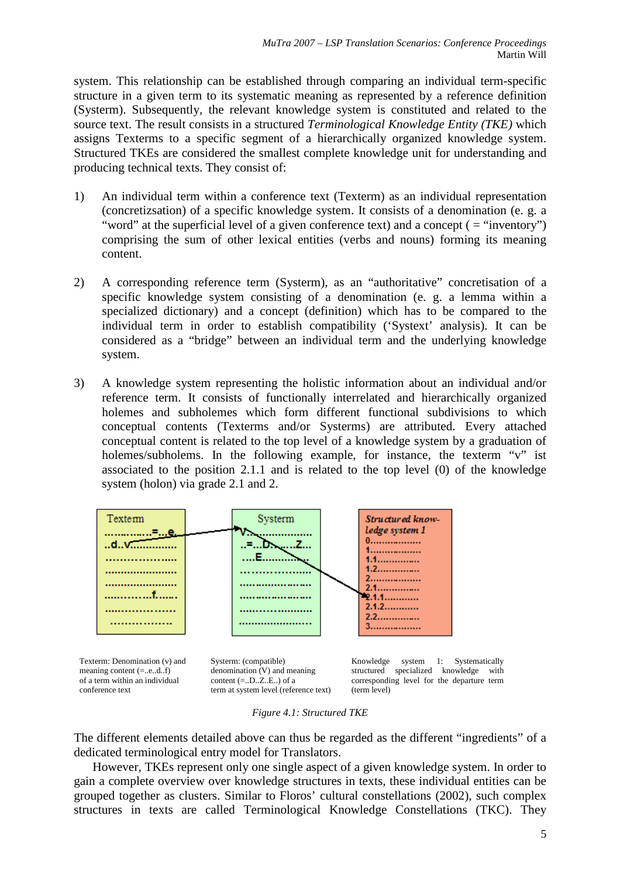system. This relationship can be established through comparing an individual term-specific structure in a given term to its systematic meaning as represented by a reference definition (Systerm). Subsequently, the relevant knowledge system is constituted and related to the source text. The result consists in a structured *Terminological Knowledge Entity (TKE)* which assigns Texterms to a specific segment of a hierarchically organized knowledge system. Structured TKEs are considered the smallest complete knowledge unit for understanding and producing technical texts. They consist of:

1) An individual term within a conference text (Texterm) as an individual representation (concretizsation) of a specific knowledge system. It consists of a denomination (e. g. a "word" at the superficial level of a given conference text) and a concept ( = "inventory") comprising the sum of other lexical entities (verbs and nouns) forming its meaning content.

2) A corresponding reference term (Systerm), as an "authoritative" concretisation of a specific knowledge system consisting of a denomination (e. g. a lemma within a specialized dictionary) and a concept (definition) which has to be compared to the individual term in order to establish compatibility ('Systext' analysis). It can be considered as a "bridge" between an individual term and the underlying knowledge system.

3) A knowledge system representing the holistic information about an individual and/or reference term. It consists of functionally interrelated and hierarchically organized holemes and subholemes which form different functional subdivisions to which conceptual contents (Texterms and/or Systerms) are attributed. Every attached conceptual content is related to the top level of a knowledge system by a graduation of holemes/subholems. In the following example, for instance, the texterm "v" ist associated to the position 2.1.1 and is related to the top level (0) of the knowledge system (holon) via grade 2.1 and 2.

Texterm: Denomination (v) and meaning content (=..e..d..f) of a term within an individual conference text

Systerm: (compatible) denomination (V) and meaning content (=..D..Z..E..) of a term at system level (reference text)

Knowledge system 1: Systematically structured specialized knowledge with corresponding level for the departure term (term level)

*Figure 4.1: Structured TKE*

The different elements detailed above can thus be regarded as the different "ingredients" of a dedicated terminological entry model for Translators.

However, TKEs represent only one single aspect of a given knowledge system. In order to gain a complete overview over knowledge structures in texts, these individual entities can be grouped together as clusters. Similar to Floros' cultural constellations (2002), such complex structures in texts are called Terminological Knowledge Constellations (TKC). They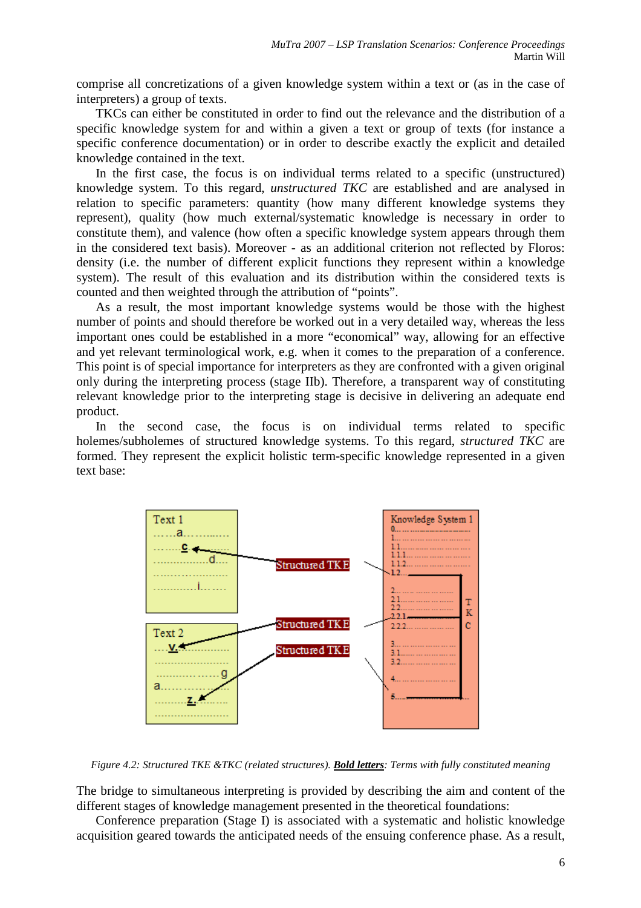comprise all concretizations of a given knowledge system within a text or (as in the case of interpreters) a group of texts.

TKCs can either be constituted in order to find out the relevance and the distribution of a specific knowledge system for and within a given a text or group of texts (for instance a specific conference documentation) or in order to describe exactly the explicit and detailed knowledge contained in the text.

In the first case, the focus is on individual terms related to a specific (unstructured) knowledge system. To this regard, *unstructured TKC* are established and are analysed in relation to specific parameters: quantity (how many different knowledge systems they represent), quality (how much external/systematic knowledge is necessary in order to constitute them), and valence (how often a specific knowledge system appears through them in the considered text basis). Moreover - as an additional criterion not reflected by Floros: density (i.e. the number of different explicit functions they represent within a knowledge system). The result of this evaluation and its distribution within the considered texts is counted and then weighted through the attribution of "points".

As a result, the most important knowledge systems would be those with the highest number of points and should therefore be worked out in a very detailed way, whereas the less important ones could be established in a more "economical" way, allowing for an effective and yet relevant terminological work, e.g. when it comes to the preparation of a conference. This point is of special importance for interpreters as they are confronted with a given original only during the interpreting process (stage IIb). Therefore, a transparent way of constituting relevant knowledge prior to the interpreting stage is decisive in delivering an adequate end product.

In the second case, the focus is on individual terms related to specific holemes/subholemes of structured knowledge systems. To this regard, *structured TKC* are formed. They represent the explicit holistic term-specific knowledge represented in a given text base:

*Figure 4.2: Structured TKE &TKC (related structures).* ***Bold letters****: Terms with fully constituted meaning*

The bridge to simultaneous interpreting is provided by describing the aim and content of the different stages of knowledge management presented in the theoretical foundations:

Conference preparation (Stage I) is associated with a systematic and holistic knowledge acquisition geared towards the anticipated needs of the ensuing conference phase. As a result,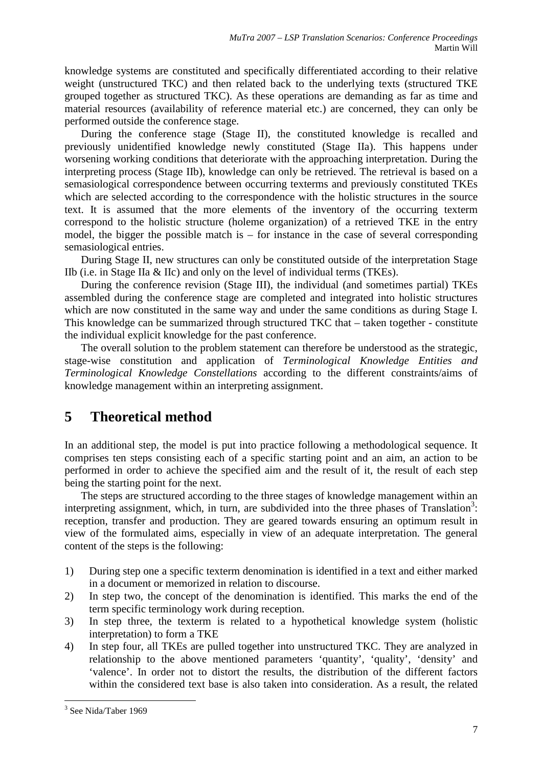knowledge systems are constituted and specifically differentiated according to their relative weight (unstructured TKC) and then related back to the underlying texts (structured TKE grouped together as structured TKC). As these operations are demanding as far as time and material resources (availability of reference material etc.) are concerned, they can only be performed outside the conference stage.

During the conference stage (Stage II), the constituted knowledge is recalled and previously unidentified knowledge newly constituted (Stage IIa). This happens under worsening working conditions that deteriorate with the approaching interpretation. During the interpreting process (Stage IIb), knowledge can only be retrieved. The retrieval is based on a semasiological correspondence between occurring texterms and previously constituted TKEs which are selected according to the correspondence with the holistic structures in the source text. It is assumed that the more elements of the inventory of the occurring texterm correspond to the holistic structure (holeme organization) of a retrieved TKE in the entry model, the bigger the possible match is – for instance in the case of several corresponding semasiological entries.

During Stage II, new structures can only be constituted outside of the interpretation Stage IIb (i.e. in Stage IIa & IIc) and only on the level of individual terms (TKEs).

During the conference revision (Stage III), the individual (and sometimes partial) TKEs assembled during the conference stage are completed and integrated into holistic structures which are now constituted in the same way and under the same conditions as during Stage I. This knowledge can be summarized through structured TKC that – taken together - constitute the individual explicit knowledge for the past conference.

The overall solution to the problem statement can therefore be understood as the strategic, stage-wise constitution and application of *Terminological Knowledge Entities and Terminological Knowledge Constellations* according to the different constraints/aims of knowledge management within an interpreting assignment.

# 5 Theoretical method

In an additional step, the model is put into practice following a methodological sequence. It comprises ten steps consisting each of a specific starting point and an aim, an action to be performed in order to achieve the specified aim and the result of it, the result of each step being the starting point for the next.

The steps are structured according to the three stages of knowledge management within an interpreting assignment, which, in turn, are subdivided into the three phases of Translation[3]: reception, transfer and production. They are geared towards ensuring an optimum result in view of the formulated aims, especially in view of an adequate interpretation. The general content of the steps is the following:

1) During step one a specific texterm denomination is identified in a text and either marked in a document or memorized in relation to discourse.
2) In step two, the concept of the denomination is identified. This marks the end of the term specific terminology work during reception.
3) In step three, the texterm is related to a hypothetical knowledge system (holistic interpretation) to form a TKE
4) In step four, all TKEs are pulled together into unstructured TKC. They are analyzed in relationship to the above mentioned parameters 'quantity', 'quality', 'density' and 'valence'. In order not to distort the results, the distribution of the different factors within the considered text base is also taken into consideration. As a result, the related

[3] See Nida/Taber 1969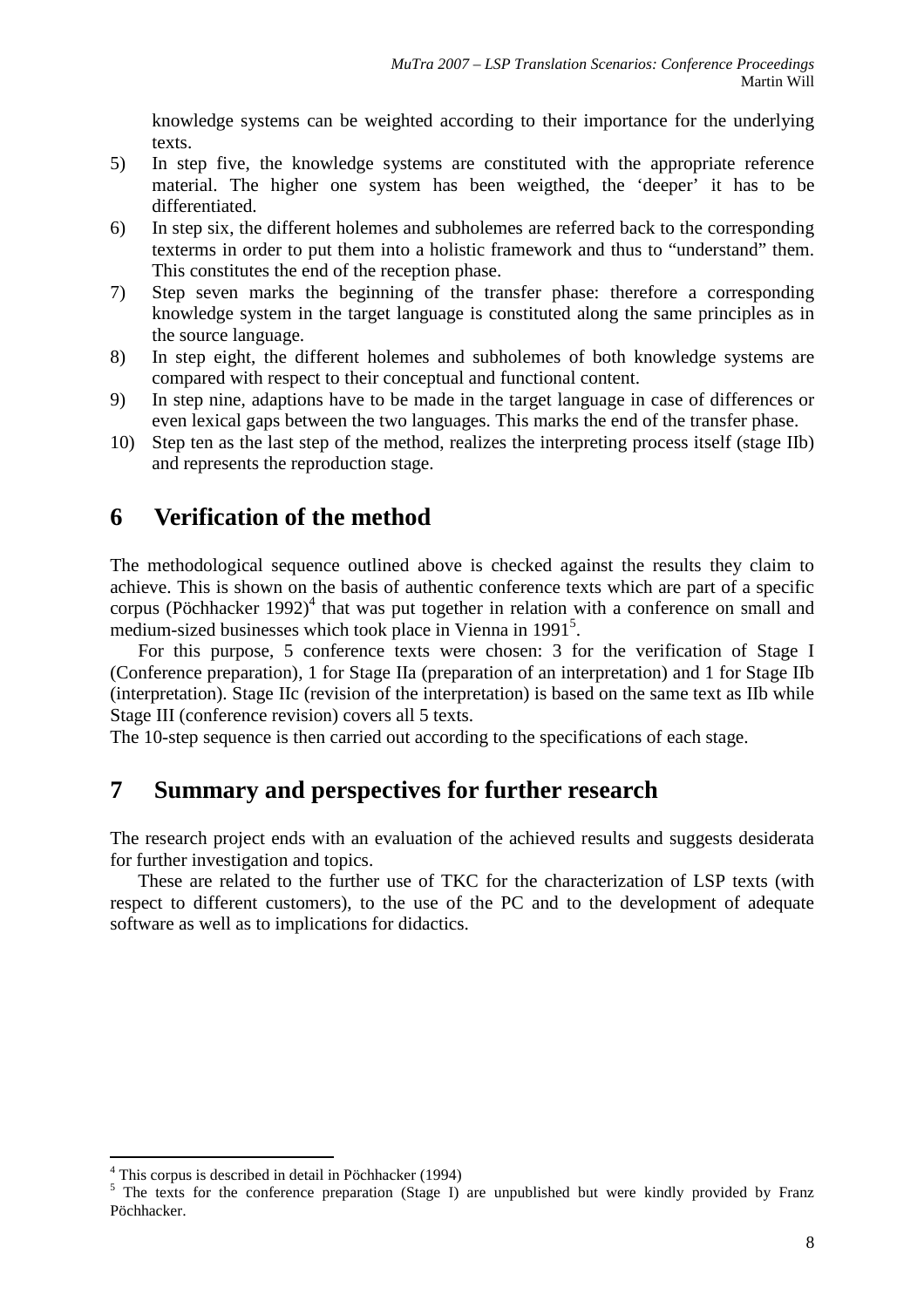knowledge systems can be weighted according to their importance for the underlying texts.

5) In step five, the knowledge systems are constituted with the appropriate reference material. The higher one system has been weigthed, the 'deeper' it has to be differentiated.
6) In step six, the different holemes and subholemes are referred back to the corresponding texterms in order to put them into a holistic framework and thus to "understand" them. This constitutes the end of the reception phase.
7) Step seven marks the beginning of the transfer phase: therefore a corresponding knowledge system in the target language is constituted along the same principles as in the source language.
8) In step eight, the different holemes and subholemes of both knowledge systems are compared with respect to their conceptual and functional content.
9) In step nine, adaptions have to be made in the target language in case of differences or even lexical gaps between the two languages. This marks the end of the transfer phase.
10) Step ten as the last step of the method, realizes the interpreting process itself (stage IIb) and represents the reproduction stage.

# 6 Verification of the method

The methodological sequence outlined above is checked against the results they claim to achieve. This is shown on the basis of authentic conference texts which are part of a specific corpus (Pöchhacker 1992)[4] that was put together in relation with a conference on small and medium-sized businesses which took place in Vienna in 1991[5].

For this purpose, 5 conference texts were chosen: 3 for the verification of Stage I (Conference preparation), 1 for Stage IIa (preparation of an interpretation) and 1 for Stage IIb (interpretation). Stage IIc (revision of the interpretation) is based on the same text as IIb while Stage III (conference revision) covers all 5 texts.

The 10-step sequence is then carried out according to the specifications of each stage.

# 7 Summary and perspectives for further research

The research project ends with an evaluation of the achieved results and suggests desiderata for further investigation and topics.

These are related to the further use of TKC for the characterization of LSP texts (with respect to different customers), to the use of the PC and to the development of adequate software as well as to implications for didactics.

---

[4] This corpus is described in detail in Pöchhacker (1994)

[5] The texts for the conference preparation (Stage I) are unpublished but were kindly provided by Franz Pöchhacker.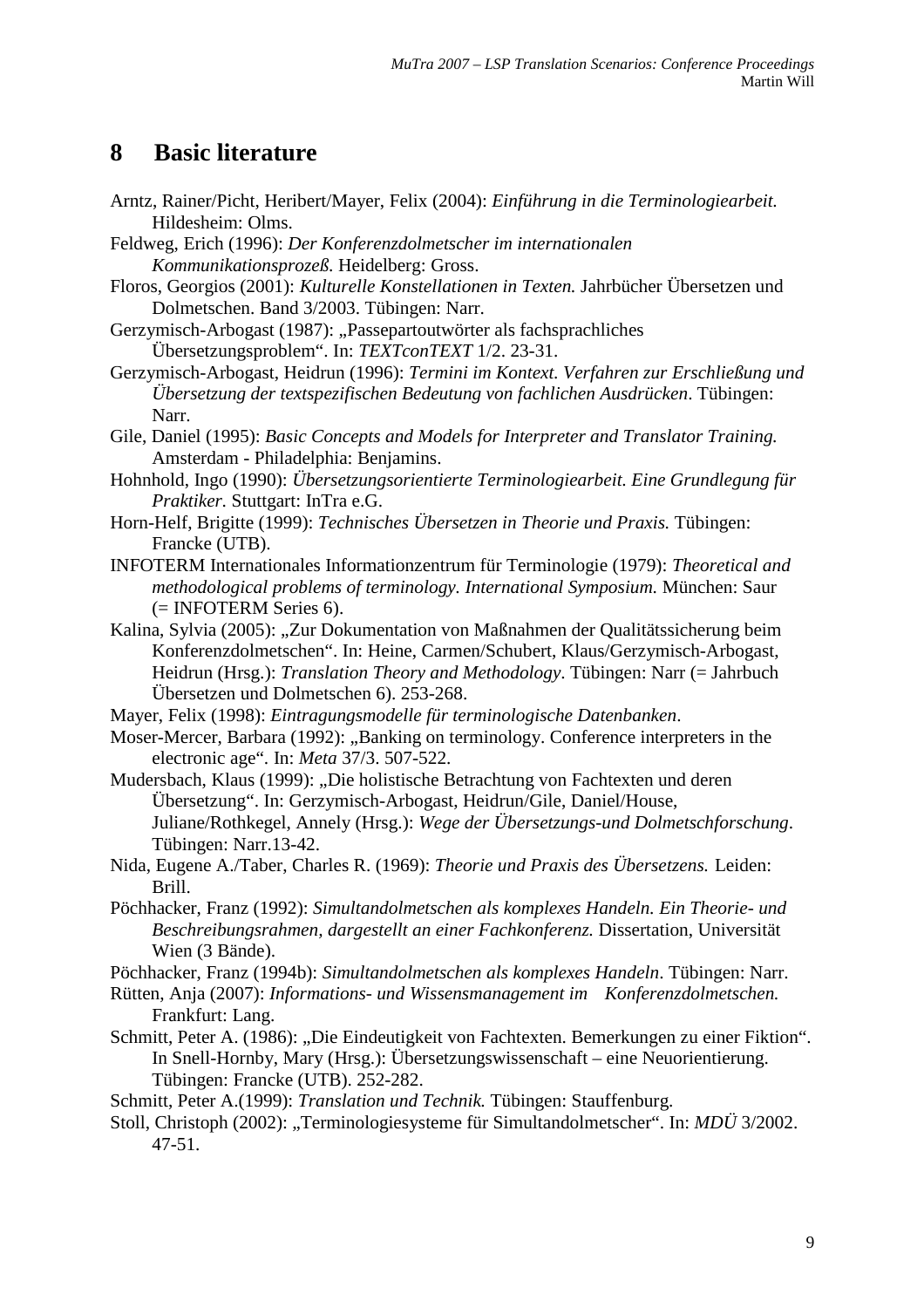# 8 Basic literature

Arntz, Rainer/Picht, Heribert/Mayer, Felix (2004): *Einführung in die Terminologiearbeit.* Hildesheim: Olms.

Feldweg, Erich (1996): *Der Konferenzdolmetscher im internationalen Kommunikationsprozeß.* Heidelberg: Gross.

Floros, Georgios (2001): *Kulturelle Konstellationen in Texten.* Jahrbücher Übersetzen und Dolmetschen. Band 3/2003. Tübingen: Narr.

Gerzymisch-Arbogast (1987): „Passepartoutwörter als fachsprachliches Übersetzungsproblem". In: *TEXTconTEXT* 1/2. 23-31.

Gerzymisch-Arbogast, Heidrun (1996): *Termini im Kontext. Verfahren zur Erschließung und Übersetzung der textspezifischen Bedeutung von fachlichen Ausdrücken*. Tübingen: Narr.

Gile, Daniel (1995): *Basic Concepts and Models for Interpreter and Translator Training.* Amsterdam - Philadelphia: Benjamins.

Hohnhold, Ingo (1990): *Übersetzungsorientierte Terminologiearbeit. Eine Grundlegung für Praktiker.* Stuttgart: InTra e.G.

Horn-Helf, Brigitte (1999): *Technisches Übersetzen in Theorie und Praxis.* Tübingen: Francke (UTB).

INFOTERM Internationales Informationzentrum für Terminologie (1979): *Theoretical and methodological problems of terminology. International Symposium.* München: Saur (= INFOTERM Series 6).

Kalina, Sylvia (2005): „Zur Dokumentation von Maßnahmen der Qualitätssicherung beim Konferenzdolmetschen". In: Heine, Carmen/Schubert, Klaus/Gerzymisch-Arbogast, Heidrun (Hrsg.): *Translation Theory and Methodology*. Tübingen: Narr (= Jahrbuch Übersetzen und Dolmetschen 6). 253-268.

Mayer, Felix (1998): *Eintragungsmodelle für terminologische Datenbanken*.

Moser-Mercer, Barbara (1992): „Banking on terminology. Conference interpreters in the electronic age". In: *Meta* 37/3. 507-522.

Mudersbach, Klaus (1999): „Die holistische Betrachtung von Fachtexten und deren Übersetzung". In: Gerzymisch-Arbogast, Heidrun/Gile, Daniel/House, Juliane/Rothkegel, Annely (Hrsg.): *Wege der Übersetzungs-und Dolmetschforschung*. Tübingen: Narr.13-42.

Nida, Eugene A./Taber, Charles R. (1969): *Theorie und Praxis des Übersetzens.* Leiden: Brill.

Pöchhacker, Franz (1992): *Simultandolmetschen als komplexes Handeln. Ein Theorie- und Beschreibungsrahmen, dargestellt an einer Fachkonferenz.* Dissertation, Universität Wien (3 Bände).

Pöchhacker, Franz (1994b): *Simultandolmetschen als komplexes Handeln*. Tübingen: Narr.

Rütten, Anja (2007): *Informations- und Wissensmanagement im Konferenzdolmetschen.* Frankfurt: Lang.

Schmitt, Peter A. (1986): „Die Eindeutigkeit von Fachtexten. Bemerkungen zu einer Fiktion". In Snell-Hornby, Mary (Hrsg.): Übersetzungswissenschaft – eine Neuorientierung. Tübingen: Francke (UTB). 252-282.

Schmitt, Peter A.(1999): *Translation und Technik.* Tübingen: Stauffenburg.

Stoll, Christoph (2002): „Terminologiesysteme für Simultandolmetscher". In: *MDÜ* 3/2002. 47-51.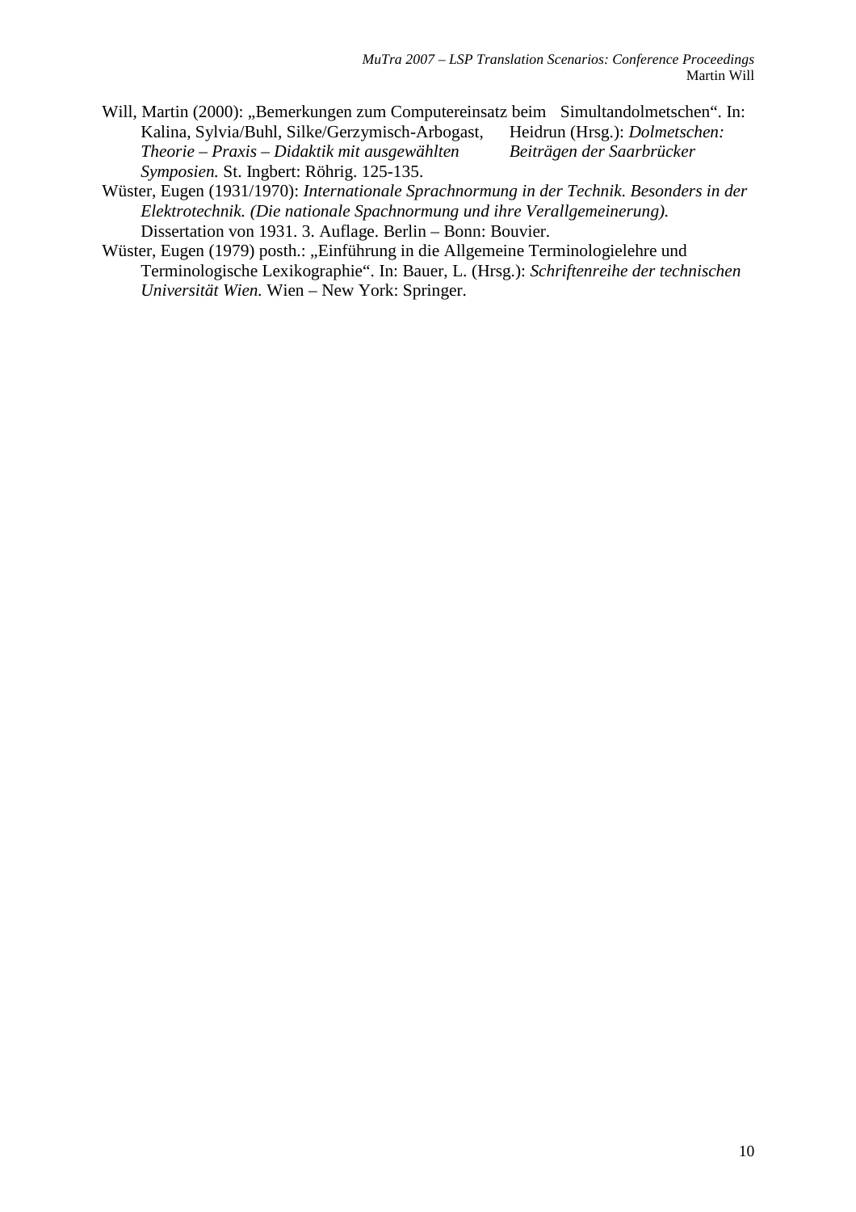Will, Martin (2000): „Bemerkungen zum Computereinsatz beim Simultandolmetschen“. In: Kalina, Sylvia/Buhl, Silke/Gerzymisch-Arbogast, Heidrun (Hrsg.): *Dolmetschen: Theorie – Praxis – Didaktik mit ausgewählten Beiträgen der Saarbrücker Symposien.* St. Ingbert: Röhrig. 125-135.

Wüster, Eugen (1931/1970): *Internationale Sprachnormung in der Technik. Besonders in der Elektrotechnik. (Die nationale Spachnormung und ihre Verallgemeinerung).* Dissertation von 1931. 3. Auflage. Berlin – Bonn: Bouvier.

Wüster, Eugen (1979) posth.: „Einführung in die Allgemeine Terminologielehre und Terminologische Lexikographie“. In: Bauer, L. (Hrsg.): *Schriftenreihe der technischen Universität Wien.* Wien – New York: Springer.